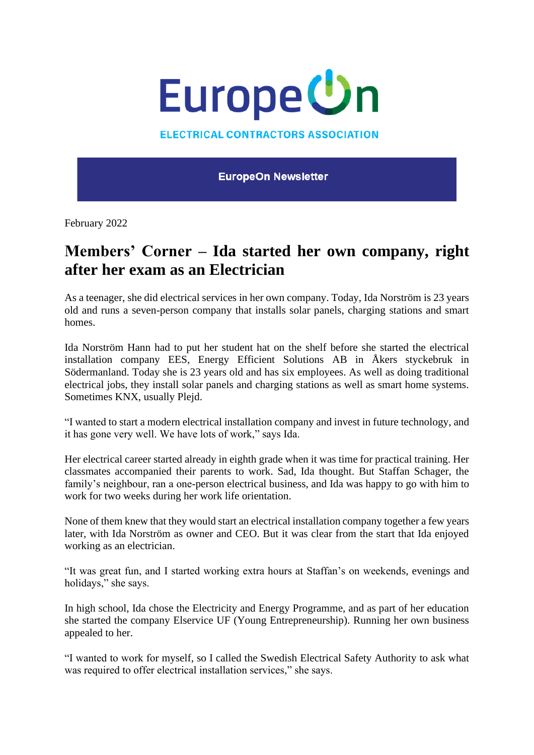EuropeOn

ELECTRICAL CONTRACTORS ASSOCIATION

**EuropeOn Newsletter**

February 2022

# Members' Corner – Ida started her own company, right after her exam as an Electrician

As a teenager, she did electrical services in her own company. Today, Ida Norström is 23 years old and runs a seven-person company that installs solar panels, charging stations and smart homes.

Ida Norström Hann had to put her student hat on the shelf before she started the electrical installation company EES, Energy Efficient Solutions AB in Åkers styckebruk in Södermanland. Today she is 23 years old and has six employees. As well as doing traditional electrical jobs, they install solar panels and charging stations as well as smart home systems. Sometimes KNX, usually Plejd.

"I wanted to start a modern electrical installation company and invest in future technology, and it has gone very well. We have lots of work," says Ida.

Her electrical career started already in eighth grade when it was time for practical training. Her classmates accompanied their parents to work. Sad, Ida thought. But Staffan Schager, the family's neighbour, ran a one-person electrical business, and Ida was happy to go with him to work for two weeks during her work life orientation.

None of them knew that they would start an electrical installation company together a few years later, with Ida Norström as owner and CEO. But it was clear from the start that Ida enjoyed working as an electrician.

"It was great fun, and I started working extra hours at Staffan's on weekends, evenings and holidays," she says.

In high school, Ida chose the Electricity and Energy Programme, and as part of her education she started the company Elservice UF (Young Entrepreneurship). Running her own business appealed to her.

"I wanted to work for myself, so I called the Swedish Electrical Safety Authority to ask what was required to offer electrical installation services," she says.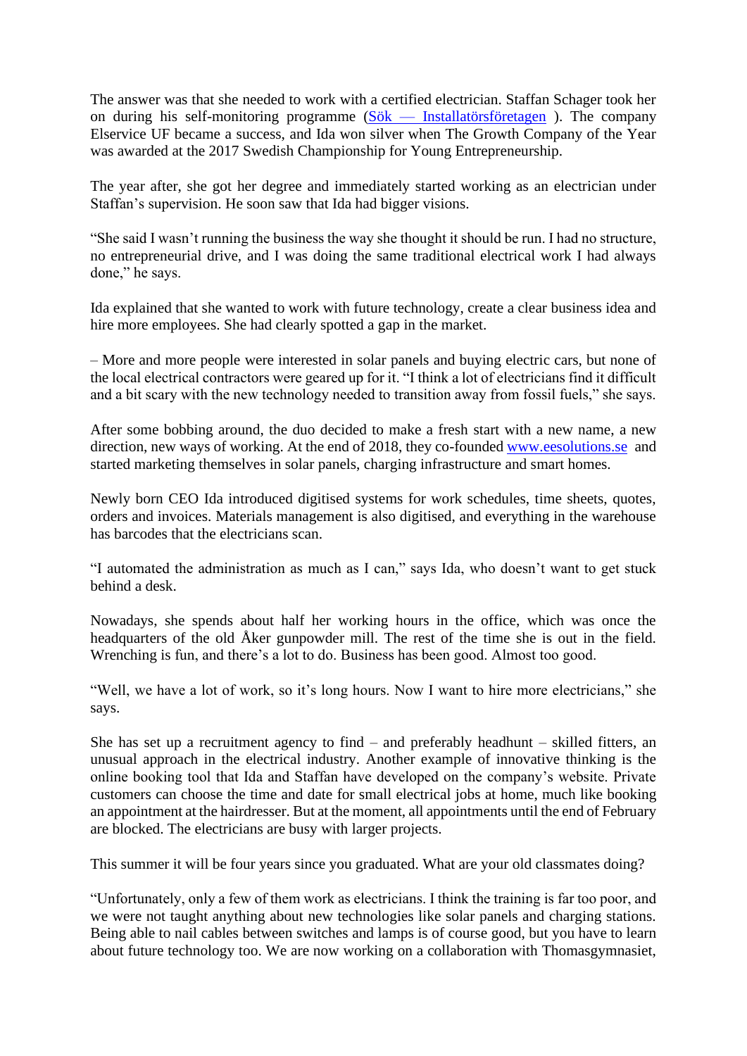The answer was that she needed to work with a certified electrician. Staffan Schager took her on during his self-monitoring programme ([Sök — Installatörsföretagen]( )). The company Elservice UF became a success, and Ida won silver when The Growth Company of the Year was awarded at the 2017 Swedish Championship for Young Entrepreneurship.

The year after, she got her degree and immediately started working as an electrician under Staffan's supervision. He soon saw that Ida had bigger visions.

"She said I wasn't running the business the way she thought it should be run. I had no structure, no entrepreneurial drive, and I was doing the same traditional electrical work I had always done," he says.

Ida explained that she wanted to work with future technology, create a clear business idea and hire more employees. She had clearly spotted a gap in the market.

– More and more people were interested in solar panels and buying electric cars, but none of the local electrical contractors were geared up for it. "I think a lot of electricians find it difficult and a bit scary with the new technology needed to transition away from fossil fuels," she says.

After some bobbing around, the duo decided to make a fresh start with a new name, a new direction, new ways of working. At the end of 2018, they co-founded [www.eesolutions.se](www.eesolutions.se) and started marketing themselves in solar panels, charging infrastructure and smart homes.

Newly born CEO Ida introduced digitised systems for work schedules, time sheets, quotes, orders and invoices. Materials management is also digitised, and everything in the warehouse has barcodes that the electricians scan.

"I automated the administration as much as I can," says Ida, who doesn't want to get stuck behind a desk.

Nowadays, she spends about half her working hours in the office, which was once the headquarters of the old Åker gunpowder mill. The rest of the time she is out in the field. Wrenching is fun, and there's a lot to do. Business has been good. Almost too good.

"Well, we have a lot of work, so it's long hours. Now I want to hire more electricians," she says.

She has set up a recruitment agency to find – and preferably headhunt – skilled fitters, an unusual approach in the electrical industry. Another example of innovative thinking is the online booking tool that Ida and Staffan have developed on the company's website. Private customers can choose the time and date for small electrical jobs at home, much like booking an appointment at the hairdresser. But at the moment, all appointments until the end of February are blocked. The electricians are busy with larger projects.

This summer it will be four years since you graduated. What are your old classmates doing?

"Unfortunately, only a few of them work as electricians. I think the training is far too poor, and we were not taught anything about new technologies like solar panels and charging stations. Being able to nail cables between switches and lamps is of course good, but you have to learn about future technology too. We are now working on a collaboration with Thomasgymnasiet,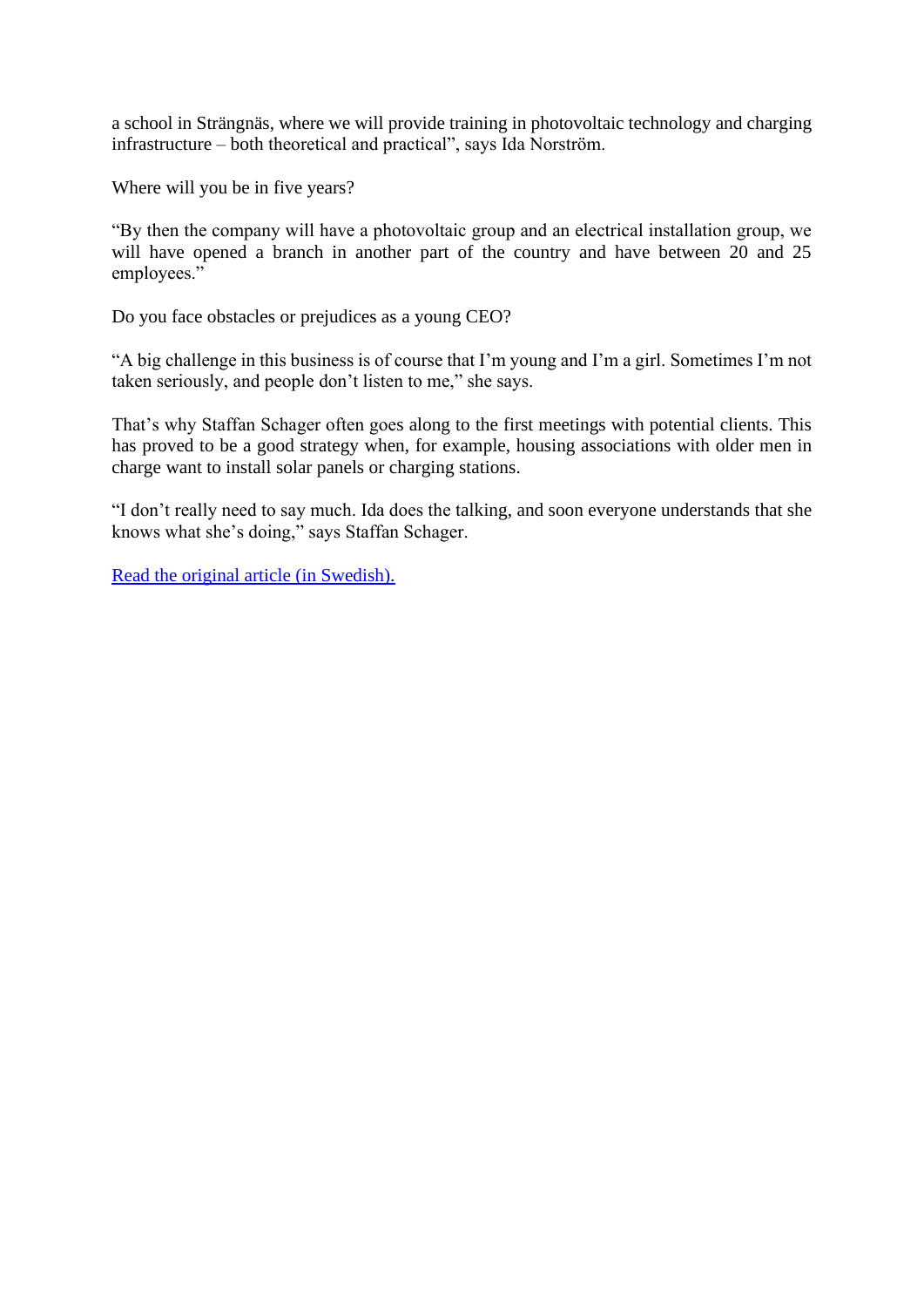a school in Strängnäs, where we will provide training in photovoltaic technology and charging infrastructure – both theoretical and practical", says Ida Norström.

Where will you be in five years?

"By then the company will have a photovoltaic group and an electrical installation group, we will have opened a branch in another part of the country and have between 20 and 25 employees."

Do you face obstacles or prejudices as a young CEO?

"A big challenge in this business is of course that I'm young and I'm a girl. Sometimes I'm not taken seriously, and people don't listen to me," she says.

That's why Staffan Schager often goes along to the first meetings with potential clients. This has proved to be a good strategy when, for example, housing associations with older men in charge want to install solar panels or charging stations.

"I don't really need to say much. Ida does the talking, and soon everyone understands that she knows what she's doing," says Staffan Schager.

Read the original article (in Swedish).